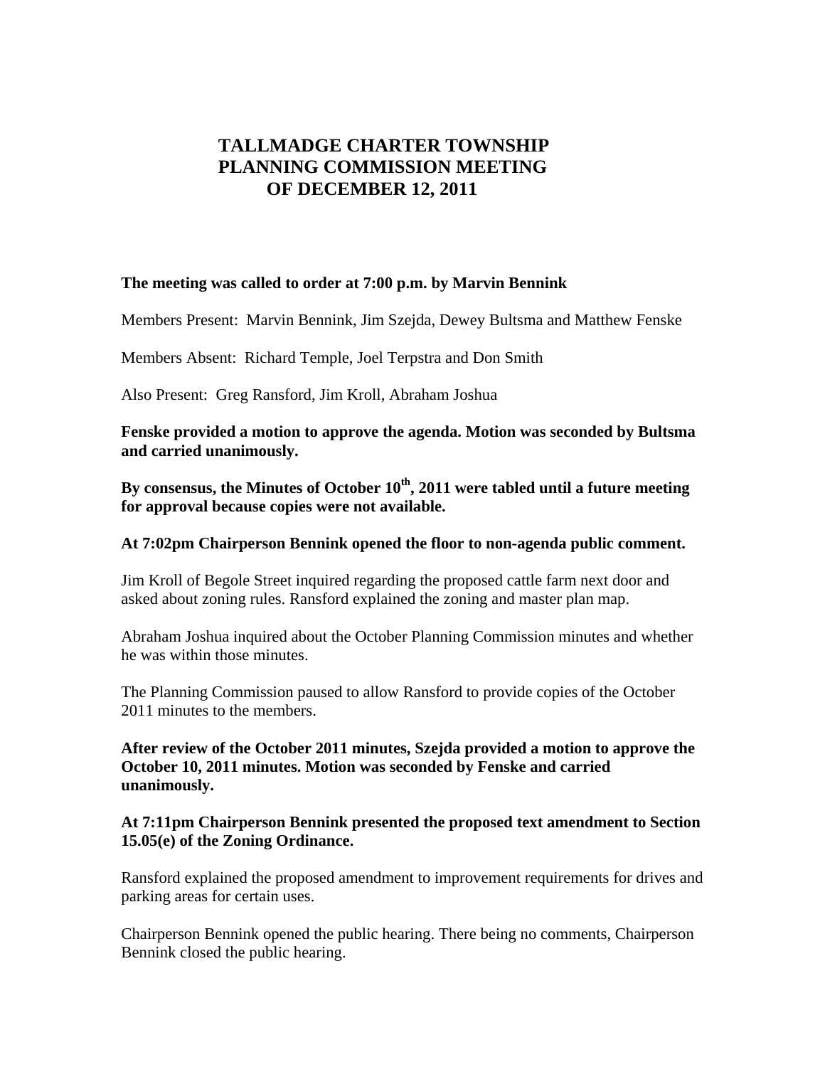# TALLMADGE CHARTER TOWNSHIP PLANNING COMMISSION MEETING OF DECEMBER 12, 2011

**The meeting was called to order at 7:00 p.m. by Marvin Bennink**

Members Present: Marvin Bennink, Jim Szejda, Dewey Bultsma and Matthew Fenske

Members Absent: Richard Temple, Joel Terpstra and Don Smith

Also Present: Greg Ransford, Jim Kroll, Abraham Joshua

**Fenske provided a motion to approve the agenda. Motion was seconded by Bultsma and carried unanimously.**

**By consensus, the Minutes of October 10th, 2011 were tabled until a future meeting for approval because copies were not available.**

**At 7:02pm Chairperson Bennink opened the floor to non-agenda public comment.**

Jim Kroll of Begole Street inquired regarding the proposed cattle farm next door and asked about zoning rules. Ransford explained the zoning and master plan map.

Abraham Joshua inquired about the October Planning Commission minutes and whether he was within those minutes.

The Planning Commission paused to allow Ransford to provide copies of the October 2011 minutes to the members.

**After review of the October 2011 minutes, Szejda provided a motion to approve the October 10, 2011 minutes. Motion was seconded by Fenske and carried unanimously.**

**At 7:11pm Chairperson Bennink presented the proposed text amendment to Section 15.05(e) of the Zoning Ordinance.**

Ransford explained the proposed amendment to improvement requirements for drives and parking areas for certain uses.

Chairperson Bennink opened the public hearing. There being no comments, Chairperson Bennink closed the public hearing.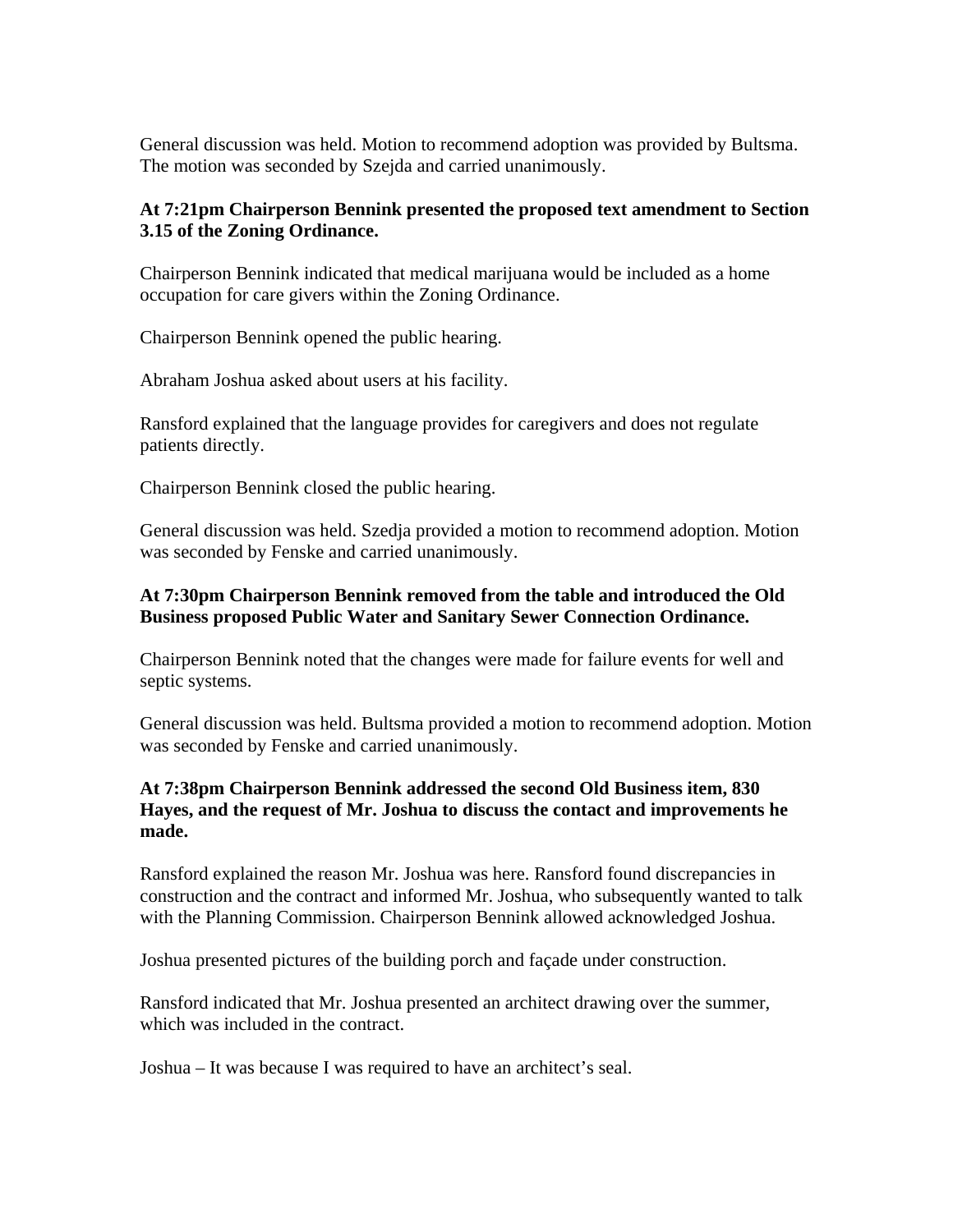General discussion was held. Motion to recommend adoption was provided by Bultsma. The motion was seconded by Szejda and carried unanimously.

**At 7:21pm Chairperson Bennink presented the proposed text amendment to Section 3.15 of the Zoning Ordinance.**

Chairperson Bennink indicated that medical marijuana would be included as a home occupation for care givers within the Zoning Ordinance.

Chairperson Bennink opened the public hearing.

Abraham Joshua asked about users at his facility.

Ransford explained that the language provides for caregivers and does not regulate patients directly.

Chairperson Bennink closed the public hearing.

General discussion was held. Szedja provided a motion to recommend adoption. Motion was seconded by Fenske and carried unanimously.

**At 7:30pm Chairperson Bennink removed from the table and introduced the Old Business proposed Public Water and Sanitary Sewer Connection Ordinance.**

Chairperson Bennink noted that the changes were made for failure events for well and septic systems.

General discussion was held. Bultsma provided a motion to recommend adoption. Motion was seconded by Fenske and carried unanimously.

**At 7:38pm Chairperson Bennink addressed the second Old Business item, 830 Hayes, and the request of Mr. Joshua to discuss the contact and improvements he made.**

Ransford explained the reason Mr. Joshua was here. Ransford found discrepancies in construction and the contract and informed Mr. Joshua, who subsequently wanted to talk with the Planning Commission. Chairperson Bennink allowed acknowledged Joshua.

Joshua presented pictures of the building porch and façade under construction.

Ransford indicated that Mr. Joshua presented an architect drawing over the summer, which was included in the contract.

Joshua – It was because I was required to have an architect's seal.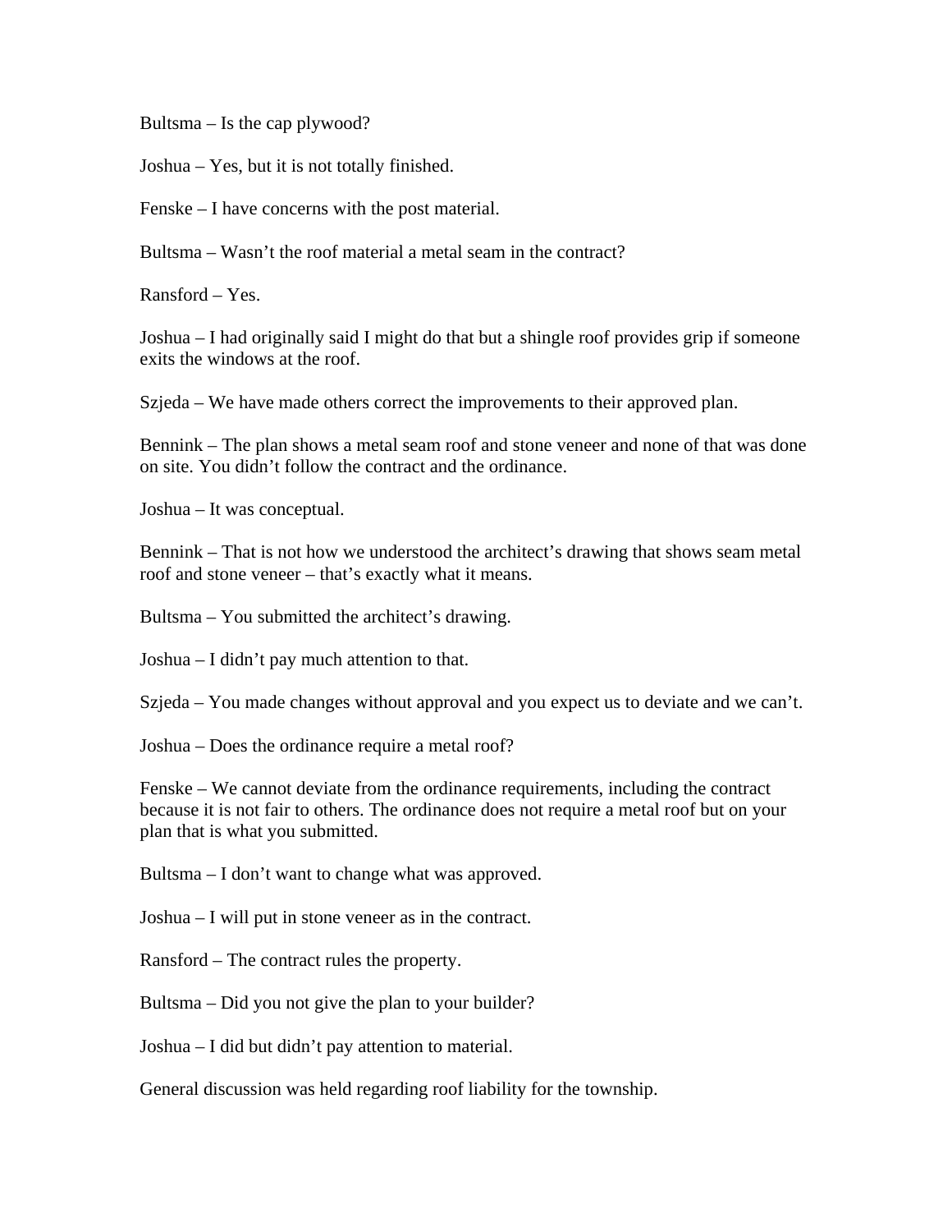Bultsma – Is the cap plywood?

Joshua – Yes, but it is not totally finished.

Fenske – I have concerns with the post material.

Bultsma – Wasn't the roof material a metal seam in the contract?

Ransford – Yes.

Joshua – I had originally said I might do that but a shingle roof provides grip if someone exits the windows at the roof.

Szjeda – We have made others correct the improvements to their approved plan.

Bennink – The plan shows a metal seam roof and stone veneer and none of that was done on site. You didn't follow the contract and the ordinance.

Joshua – It was conceptual.

Bennink – That is not how we understood the architect's drawing that shows seam metal roof and stone veneer – that's exactly what it means.

Bultsma – You submitted the architect's drawing.

Joshua – I didn't pay much attention to that.

Szjeda – You made changes without approval and you expect us to deviate and we can't.

Joshua – Does the ordinance require a metal roof?

Fenske – We cannot deviate from the ordinance requirements, including the contract because it is not fair to others. The ordinance does not require a metal roof but on your plan that is what you submitted.

Bultsma – I don't want to change what was approved.

Joshua – I will put in stone veneer as in the contract.

Ransford – The contract rules the property.

Bultsma – Did you not give the plan to your builder?

Joshua – I did but didn't pay attention to material.

General discussion was held regarding roof liability for the township.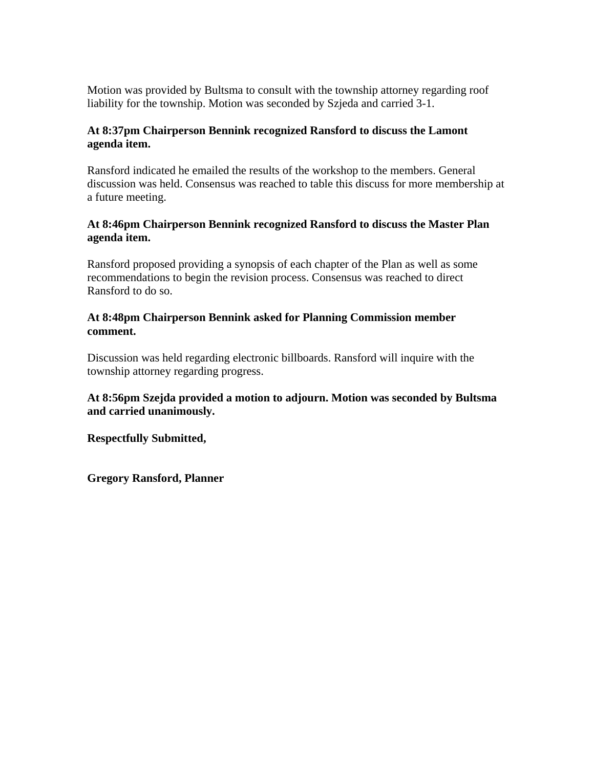Motion was provided by Bultsma to consult with the township attorney regarding roof liability for the township. Motion was seconded by Szjeda and carried 3-1.

**At 8:37pm Chairperson Bennink recognized Ransford to discuss the Lamont agenda item.**

Ransford indicated he emailed the results of the workshop to the members. General discussion was held. Consensus was reached to table this discuss for more membership at a future meeting.

**At 8:46pm Chairperson Bennink recognized Ransford to discuss the Master Plan agenda item.**

Ransford proposed providing a synopsis of each chapter of the Plan as well as some recommendations to begin the revision process. Consensus was reached to direct Ransford to do so.

**At 8:48pm Chairperson Bennink asked for Planning Commission member comment.**

Discussion was held regarding electronic billboards. Ransford will inquire with the township attorney regarding progress.

**At 8:56pm Szejda provided a motion to adjourn. Motion was seconded by Bultsma and carried unanimously.**

**Respectfully Submitted,**

**Gregory Ransford, Planner**